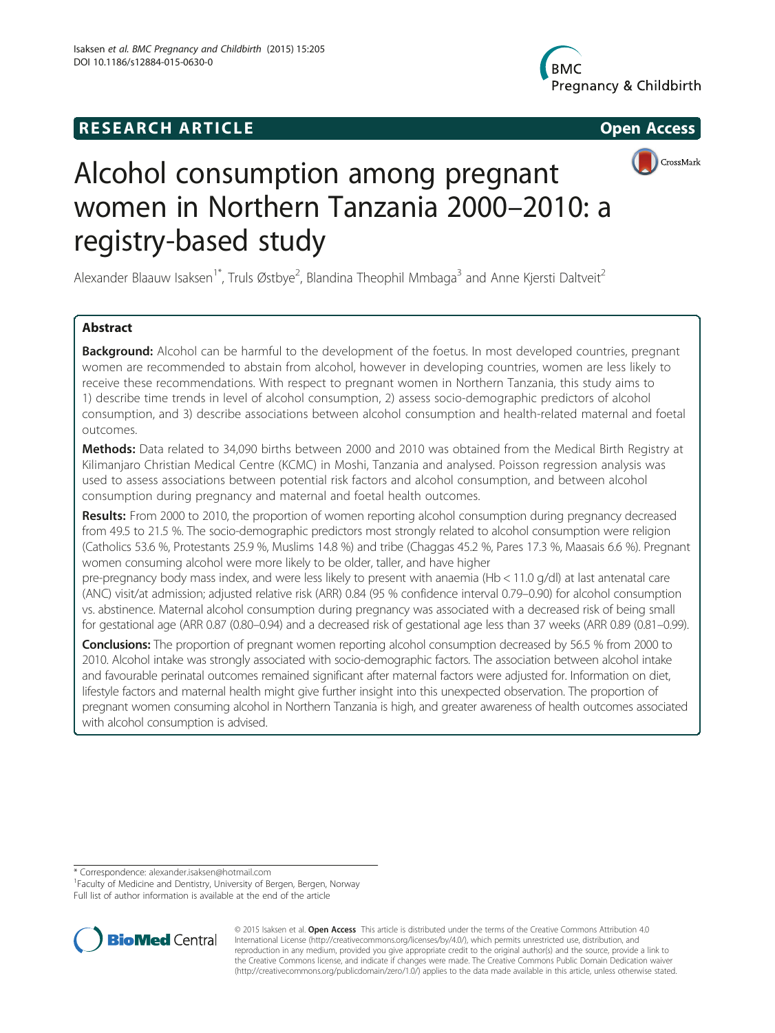RESEARCH ARTICLE

Open Access

# Alcohol consumption among pregnant women in Northern Tanzania 2000–2010: a registry-based study

Alexander Blaauw Isaksen[1*], Truls Østbye[2], Blandina Theophil Mmbaga[3] and Anne Kjersti Daltveit[2]

## Abstract

**Background:** Alcohol can be harmful to the development of the foetus. In most developed countries, pregnant women are recommended to abstain from alcohol, however in developing countries, women are less likely to receive these recommendations. With respect to pregnant women in Northern Tanzania, this study aims to 1) describe time trends in level of alcohol consumption, 2) assess socio-demographic predictors of alcohol consumption, and 3) describe associations between alcohol consumption and health-related maternal and foetal outcomes.

**Methods:** Data related to 34,090 births between 2000 and 2010 was obtained from the Medical Birth Registry at Kilimanjaro Christian Medical Centre (KCMC) in Moshi, Tanzania and analysed. Poisson regression analysis was used to assess associations between potential risk factors and alcohol consumption, and between alcohol consumption during pregnancy and maternal and foetal health outcomes.

**Results:** From 2000 to 2010, the proportion of women reporting alcohol consumption during pregnancy decreased from 49.5 to 21.5 %. The socio-demographic predictors most strongly related to alcohol consumption were religion (Catholics 53.6 %, Protestants 25.9 %, Muslims 14.8 %) and tribe (Chaggas 45.2 %, Pares 17.3 %, Maasais 6.6 %). Pregnant women consuming alcohol were more likely to be older, taller, and have higher pre-pregnancy body mass index, and were less likely to present with anaemia (Hb < 11.0 g/dl) at last antenatal care (ANC) visit/at admission; adjusted relative risk (ARR) 0.84 (95 % confidence interval 0.79–0.90) for alcohol consumption vs. abstinence. Maternal alcohol consumption during pregnancy was associated with a decreased risk of being small for gestational age (ARR 0.87 (0.80–0.94) and a decreased risk of gestational age less than 37 weeks (ARR 0.89 (0.81–0.99).

**Conclusions:** The proportion of pregnant women reporting alcohol consumption decreased by 56.5 % from 2000 to 2010. Alcohol intake was strongly associated with socio-demographic factors. The association between alcohol intake and favourable perinatal outcomes remained significant after maternal factors were adjusted for. Information on diet, lifestyle factors and maternal health might give further insight into this unexpected observation. The proportion of pregnant women consuming alcohol in Northern Tanzania is high, and greater awareness of health outcomes associated with alcohol consumption is advised.

\* Correspondence: alexander.isaksen@hotmail.com
[1]Faculty of Medicine and Dentistry, University of Bergen, Bergen, Norway
Full list of author information is available at the end of the article

© 2015 Isaksen et al. **Open Access** This article is distributed under the terms of the Creative Commons Attribution 4.0 International License (http://creativecommons.org/licenses/by/4.0/), which permits unrestricted use, distribution, and reproduction in any medium, provided you give appropriate credit to the original author(s) and the source, provide a link to the Creative Commons license, and indicate if changes were made. The Creative Commons Public Domain Dedication waiver (http://creativecommons.org/publicdomain/zero/1.0/) applies to the data made available in this article, unless otherwise stated.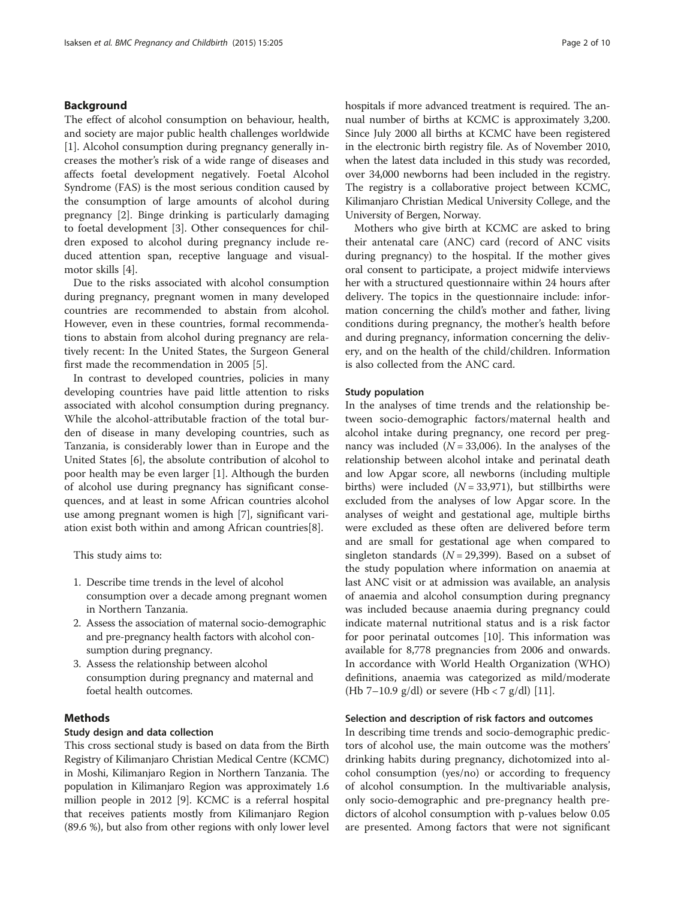## Background

The effect of alcohol consumption on behaviour, health, and society are major public health challenges worldwide [1]. Alcohol consumption during pregnancy generally increases the mother's risk of a wide range of diseases and affects foetal development negatively. Foetal Alcohol Syndrome (FAS) is the most serious condition caused by the consumption of large amounts of alcohol during pregnancy [2]. Binge drinking is particularly damaging to foetal development [3]. Other consequences for children exposed to alcohol during pregnancy include reduced attention span, receptive language and visual-motor skills [4].

Due to the risks associated with alcohol consumption during pregnancy, pregnant women in many developed countries are recommended to abstain from alcohol. However, even in these countries, formal recommendations to abstain from alcohol during pregnancy are relatively recent: In the United States, the Surgeon General first made the recommendation in 2005 [5].

In contrast to developed countries, policies in many developing countries have paid little attention to risks associated with alcohol consumption during pregnancy. While the alcohol-attributable fraction of the total burden of disease in many developing countries, such as Tanzania, is considerably lower than in Europe and the United States [6], the absolute contribution of alcohol to poor health may be even larger [1]. Although the burden of alcohol use during pregnancy has significant consequences, and at least in some African countries alcohol use among pregnant women is high [7], significant variation exist both within and among African countries[8].

This study aims to:

1. Describe time trends in the level of alcohol consumption over a decade among pregnant women in Northern Tanzania.
2. Assess the association of maternal socio-demographic and pre-pregnancy health factors with alcohol consumption during pregnancy.
3. Assess the relationship between alcohol consumption during pregnancy and maternal and foetal health outcomes.

## Methods

### Study design and data collection

This cross sectional study is based on data from the Birth Registry of Kilimanjaro Christian Medical Centre (KCMC) in Moshi, Kilimanjaro Region in Northern Tanzania. The population in Kilimanjaro Region was approximately 1.6 million people in 2012 [9]. KCMC is a referral hospital that receives patients mostly from Kilimanjaro Region (89.6 %), but also from other regions with only lower level hospitals if more advanced treatment is required. The annual number of births at KCMC is approximately 3,200. Since July 2000 all births at KCMC have been registered in the electronic birth registry file. As of November 2010, when the latest data included in this study was recorded, over 34,000 newborns had been included in the registry. The registry is a collaborative project between KCMC, Kilimanjaro Christian Medical University College, and the University of Bergen, Norway.

Mothers who give birth at KCMC are asked to bring their antenatal care (ANC) card (record of ANC visits during pregnancy) to the hospital. If the mother gives oral consent to participate, a project midwife interviews her with a structured questionnaire within 24 hours after delivery. The topics in the questionnaire include: information concerning the child's mother and father, living conditions during pregnancy, the mother's health before and during pregnancy, information concerning the delivery, and on the health of the child/children. Information is also collected from the ANC card.

### Study population

In the analyses of time trends and the relationship between socio-demographic factors/maternal health and alcohol intake during pregnancy, one record per pregnancy was included ($N = 33{,}006$). In the analyses of the relationship between alcohol intake and perinatal death and low Apgar score, all newborns (including multiple births) were included ($N = 33{,}971$), but stillbirths were excluded from the analyses of low Apgar score. In the analyses of weight and gestational age, multiple births were excluded as these often are delivered before term and are small for gestational age when compared to singleton standards ($N = 29{,}399$). Based on a subset of the study population where information on anaemia at last ANC visit or at admission was available, an analysis of anaemia and alcohol consumption during pregnancy was included because anaemia during pregnancy could indicate maternal nutritional status and is a risk factor for poor perinatal outcomes [10]. This information was available for 8,778 pregnancies from 2006 and onwards. In accordance with World Health Organization (WHO) definitions, anaemia was categorized as mild/moderate (Hb 7–10.9 g/dl) or severe (Hb < 7 g/dl) [11].

### Selection and description of risk factors and outcomes

In describing time trends and socio-demographic predictors of alcohol use, the main outcome was the mothers' drinking habits during pregnancy, dichotomized into alcohol consumption (yes/no) or according to frequency of alcohol consumption. In the multivariable analysis, only socio-demographic and pre-pregnancy health predictors of alcohol consumption with p-values below 0.05 are presented. Among factors that were not significant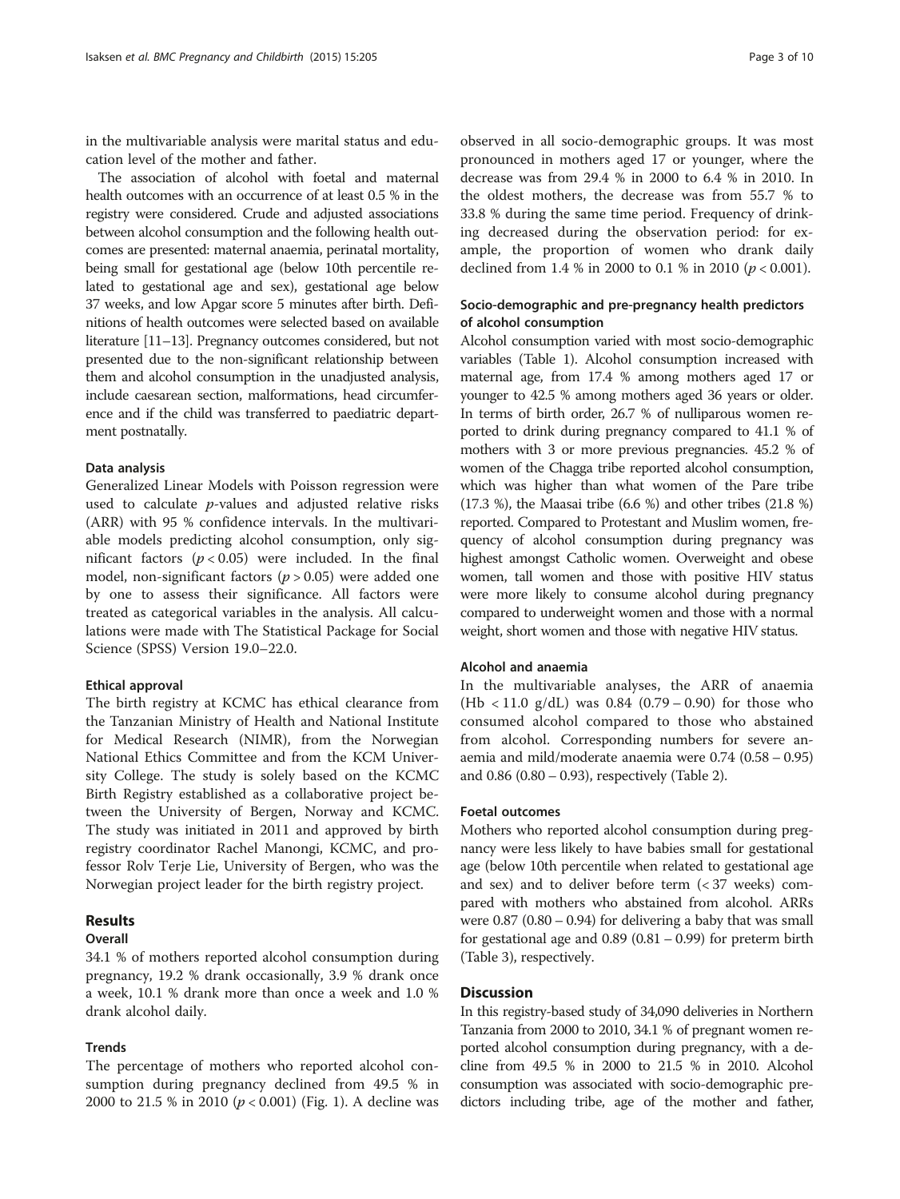in the multivariable analysis were marital status and education level of the mother and father.

The association of alcohol with foetal and maternal health outcomes with an occurrence of at least 0.5 % in the registry were considered. Crude and adjusted associations between alcohol consumption and the following health outcomes are presented: maternal anaemia, perinatal mortality, being small for gestational age (below 10th percentile related to gestational age and sex), gestational age below 37 weeks, and low Apgar score 5 minutes after birth. Definitions of health outcomes were selected based on available literature [11–13]. Pregnancy outcomes considered, but not presented due to the non-significant relationship between them and alcohol consumption in the unadjusted analysis, include caesarean section, malformations, head circumference and if the child was transferred to paediatric department postnatally.

#### Data analysis

Generalized Linear Models with Poisson regression were used to calculate *p*-values and adjusted relative risks (ARR) with 95 % confidence intervals. In the multivariable models predicting alcohol consumption, only significant factors ($p < 0.05$) were included. In the final model, non-significant factors ($p > 0.05$) were added one by one to assess their significance. All factors were treated as categorical variables in the analysis. All calculations were made with The Statistical Package for Social Science (SPSS) Version 19.0–22.0.

#### Ethical approval

The birth registry at KCMC has ethical clearance from the Tanzanian Ministry of Health and National Institute for Medical Research (NIMR), from the Norwegian National Ethics Committee and from the KCM University College. The study is solely based on the KCMC Birth Registry established as a collaborative project between the University of Bergen, Norway and KCMC. The study was initiated in 2011 and approved by birth registry coordinator Rachel Manongi, KCMC, and professor Rolv Terje Lie, University of Bergen, who was the Norwegian project leader for the birth registry project.

## Results

### Overall

34.1 % of mothers reported alcohol consumption during pregnancy, 19.2 % drank occasionally, 3.9 % drank once a week, 10.1 % drank more than once a week and 1.0 % drank alcohol daily.

### Trends

The percentage of mothers who reported alcohol consumption during pregnancy declined from 49.5 % in 2000 to 21.5 % in 2010 ($p < 0.001$) (Fig. 1). A decline was observed in all socio-demographic groups. It was most pronounced in mothers aged 17 or younger, where the decrease was from 29.4 % in 2000 to 6.4 % in 2010. In the oldest mothers, the decrease was from 55.7 % to 33.8 % during the same time period. Frequency of drinking decreased during the observation period: for example, the proportion of women who drank daily declined from 1.4 % in 2000 to 0.1 % in 2010 ($p < 0.001$).

### Socio-demographic and pre-pregnancy health predictors of alcohol consumption

Alcohol consumption varied with most socio-demographic variables (Table 1). Alcohol consumption increased with maternal age, from 17.4 % among mothers aged 17 or younger to 42.5 % among mothers aged 36 years or older. In terms of birth order, 26.7 % of nulliparous women reported to drink during pregnancy compared to 41.1 % of mothers with 3 or more previous pregnancies. 45.2 % of women of the Chagga tribe reported alcohol consumption, which was higher than what women of the Pare tribe (17.3 %), the Maasai tribe (6.6 %) and other tribes (21.8 %) reported. Compared to Protestant and Muslim women, frequency of alcohol consumption during pregnancy was highest amongst Catholic women. Overweight and obese women, tall women and those with positive HIV status were more likely to consume alcohol during pregnancy compared to underweight women and those with a normal weight, short women and those with negative HIV status.

### Alcohol and anaemia

In the multivariable analyses, the ARR of anaemia (Hb < 11.0 g/dL) was 0.84 (0.79 – 0.90) for those who consumed alcohol compared to those who abstained from alcohol. Corresponding numbers for severe anaemia and mild/moderate anaemia were 0.74 (0.58 – 0.95) and 0.86 (0.80 – 0.93), respectively (Table 2).

### Foetal outcomes

Mothers who reported alcohol consumption during pregnancy were less likely to have babies small for gestational age (below 10th percentile when related to gestational age and sex) and to deliver before term (< 37 weeks) compared with mothers who abstained from alcohol. ARRs were 0.87 (0.80 – 0.94) for delivering a baby that was small for gestational age and 0.89 (0.81 – 0.99) for preterm birth (Table 3), respectively.

## Discussion

In this registry-based study of 34,090 deliveries in Northern Tanzania from 2000 to 2010, 34.1 % of pregnant women reported alcohol consumption during pregnancy, with a decline from 49.5 % in 2000 to 21.5 % in 2010. Alcohol consumption was associated with socio-demographic predictors including tribe, age of the mother and father,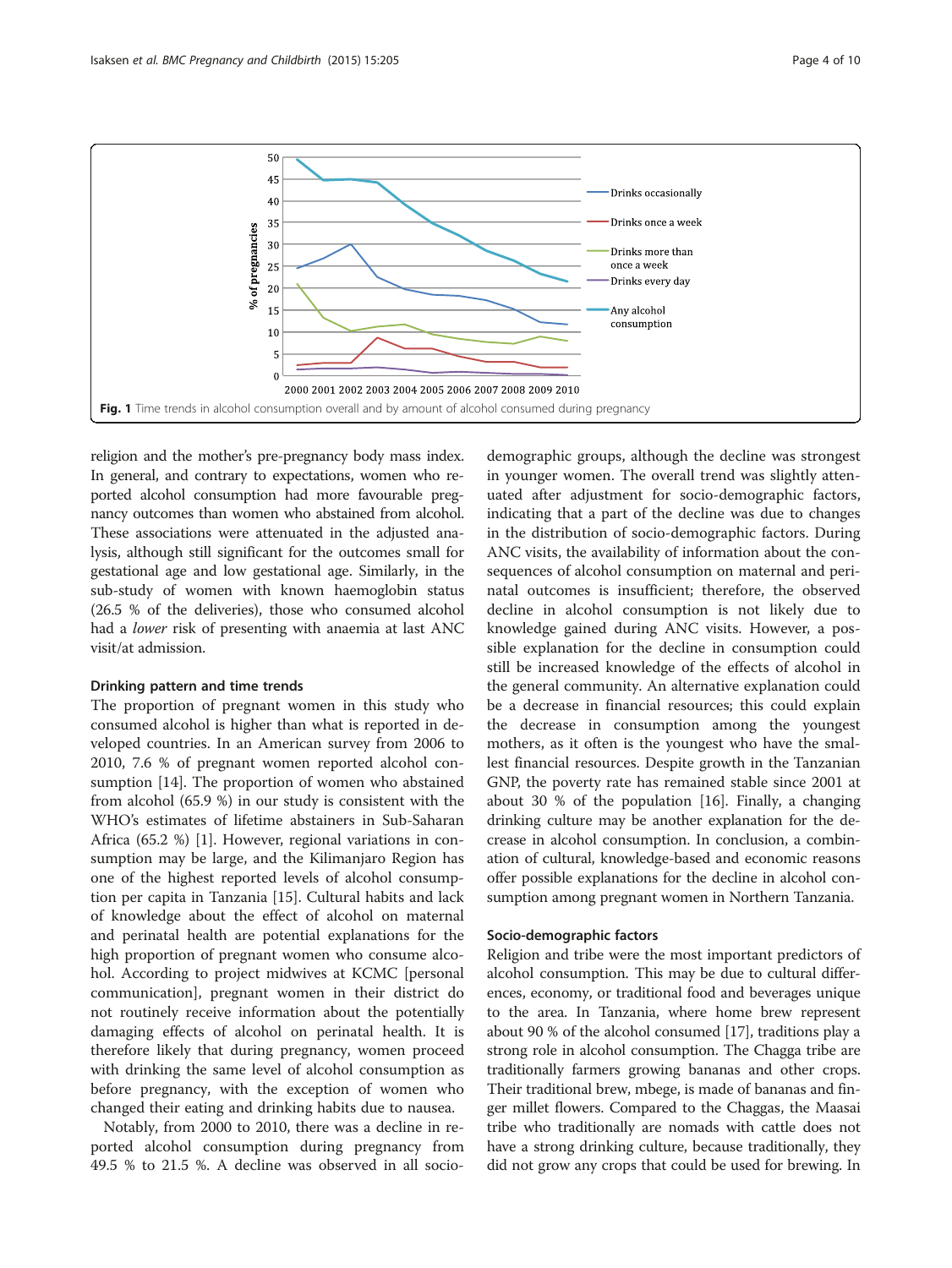Fig. 1 Time trends in alcohol consumption overall and by amount of alcohol consumed during pregnancy

religion and the mother's pre-pregnancy body mass index. In general, and contrary to expectations, women who reported alcohol consumption had more favourable pregnancy outcomes than women who abstained from alcohol. These associations were attenuated in the adjusted analysis, although still significant for the outcomes small for gestational age and low gestational age. Similarly, in the sub-study of women with known haemoglobin status (26.5 % of the deliveries), those who consumed alcohol had a *lower* risk of presenting with anaemia at last ANC visit/at admission.

### Drinking pattern and time trends

The proportion of pregnant women in this study who consumed alcohol is higher than what is reported in developed countries. In an American survey from 2006 to 2010, 7.6 % of pregnant women reported alcohol consumption [14]. The proportion of women who abstained from alcohol (65.9 %) in our study is consistent with the WHO's estimates of lifetime abstainers in Sub-Saharan Africa (65.2 %) [1]. However, regional variations in consumption may be large, and the Kilimanjaro Region has one of the highest reported levels of alcohol consumption per capita in Tanzania [15]. Cultural habits and lack of knowledge about the effect of alcohol on maternal and perinatal health are potential explanations for the high proportion of pregnant women who consume alcohol. According to project midwives at KCMC [personal communication], pregnant women in their district do not routinely receive information about the potentially damaging effects of alcohol on perinatal health. It is therefore likely that during pregnancy, women proceed with drinking the same level of alcohol consumption as before pregnancy, with the exception of women who changed their eating and drinking habits due to nausea.

Notably, from 2000 to 2010, there was a decline in reported alcohol consumption during pregnancy from 49.5 % to 21.5 %. A decline was observed in all socio-demographic groups, although the decline was strongest in younger women. The overall trend was slightly attenuated after adjustment for socio-demographic factors, indicating that a part of the decline was due to changes in the distribution of socio-demographic factors. During ANC visits, the availability of information about the consequences of alcohol consumption on maternal and perinatal outcomes is insufficient; therefore, the observed decline in alcohol consumption is not likely due to knowledge gained during ANC visits. However, a possible explanation for the decline in consumption could still be increased knowledge of the effects of alcohol in the general community. An alternative explanation could be a decrease in financial resources; this could explain the decrease in consumption among the youngest mothers, as it often is the youngest who have the smallest financial resources. Despite growth in the Tanzanian GNP, the poverty rate has remained stable since 2001 at about 30 % of the population [16]. Finally, a changing drinking culture may be another explanation for the decrease in alcohol consumption. In conclusion, a combination of cultural, knowledge-based and economic reasons offer possible explanations for the decline in alcohol consumption among pregnant women in Northern Tanzania.

### Socio-demographic factors

Religion and tribe were the most important predictors of alcohol consumption. This may be due to cultural differences, economy, or traditional food and beverages unique to the area. In Tanzania, where home brew represent about 90 % of the alcohol consumed [17], traditions play a strong role in alcohol consumption. The Chagga tribe are traditionally farmers growing bananas and other crops. Their traditional brew, mbege, is made of bananas and finger millet flowers. Compared to the Chaggas, the Maasai tribe who traditionally are nomads with cattle does not have a strong drinking culture, because traditionally, they did not grow any crops that could be used for brewing. In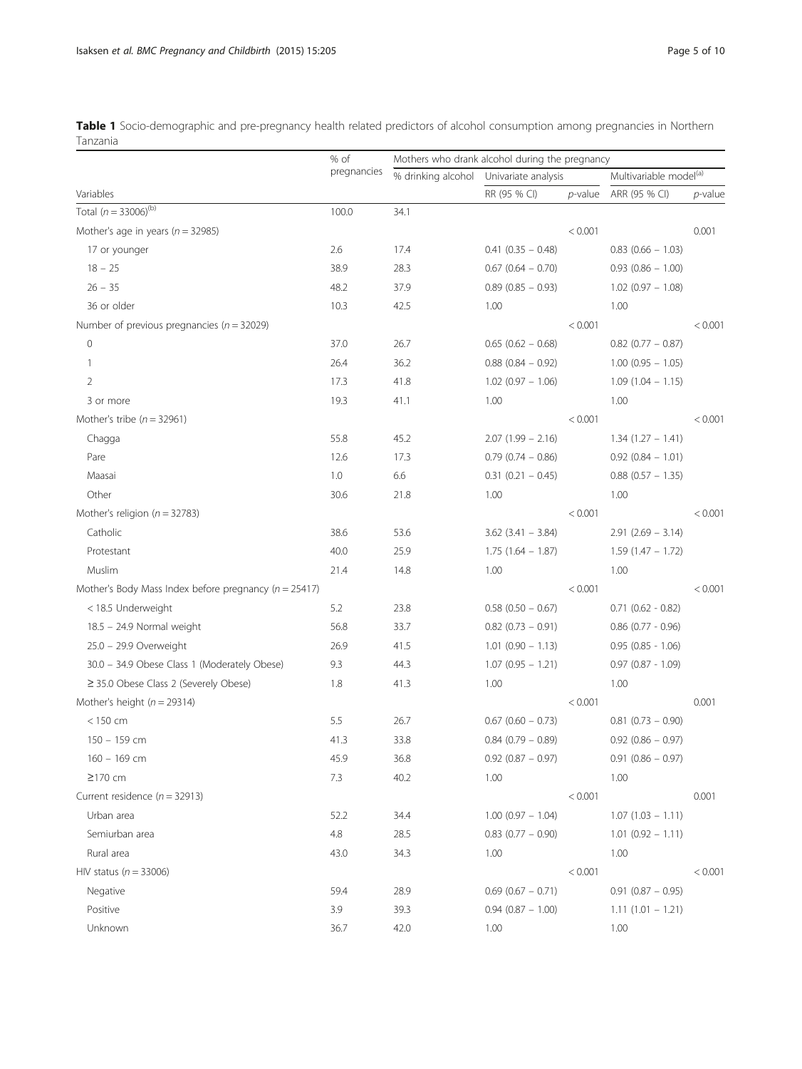**Table 1** Socio-demographic and pre-pregnancy health related predictors of alcohol consumption among pregnancies in Northern Tanzania

| | % of pregnancies | Mothers who drank alcohol during the pregnancy | | | | |
|---|---|---|---|---|---|---|
| | | % drinking alcohol | Univariate analysis | | Multivariable model[(a)] | |
| Variables | | | RR (95 % CI) | *p*-value | ARR (95 % CI) | *p*-value |
| Total (*n* = 33006)[(b)] | 100.0 | 34.1 | | | | |
| Mother's age in years (*n* = 32985) | | | | < 0.001 | | 0.001 |
| 17 or younger | 2.6 | 17.4 | 0.41 (0.35 – 0.48) | | 0.83 (0.66 – 1.03) | |
| 18 – 25 | 38.9 | 28.3 | 0.67 (0.64 – 0.70) | | 0.93 (0.86 – 1.00) | |
| 26 – 35 | 48.2 | 37.9 | 0.89 (0.85 – 0.93) | | 1.02 (0.97 – 1.08) | |
| 36 or older | 10.3 | 42.5 | 1.00 | | 1.00 | |
| Number of previous pregnancies (*n* = 32029) | | | | < 0.001 | | < 0.001 |
| 0 | 37.0 | 26.7 | 0.65 (0.62 – 0.68) | | 0.82 (0.77 – 0.87) | |
| 1 | 26.4 | 36.2 | 0.88 (0.84 – 0.92) | | 1.00 (0.95 – 1.05) | |
| 2 | 17.3 | 41.8 | 1.02 (0.97 – 1.06) | | 1.09 (1.04 – 1.15) | |
| 3 or more | 19.3 | 41.1 | 1.00 | | 1.00 | |
| Mother's tribe (*n* = 32961) | | | | < 0.001 | | < 0.001 |
| Chagga | 55.8 | 45.2 | 2.07 (1.99 – 2.16) | | 1.34 (1.27 – 1.41) | |
| Pare | 12.6 | 17.3 | 0.79 (0.74 – 0.86) | | 0.92 (0.84 – 1.01) | |
| Maasai | 1.0 | 6.6 | 0.31 (0.21 – 0.45) | | 0.88 (0.57 – 1.35) | |
| Other | 30.6 | 21.8 | 1.00 | | 1.00 | |
| Mother's religion (*n* = 32783) | | | | < 0.001 | | < 0.001 |
| Catholic | 38.6 | 53.6 | 3.62 (3.41 – 3.84) | | 2.91 (2.69 – 3.14) | |
| Protestant | 40.0 | 25.9 | 1.75 (1.64 – 1.87) | | 1.59 (1.47 – 1.72) | |
| Muslim | 21.4 | 14.8 | 1.00 | | 1.00 | |
| Mother's Body Mass Index before pregnancy (*n* = 25417) | | | | < 0.001 | | < 0.001 |
| < 18.5 Underweight | 5.2 | 23.8 | 0.58 (0.50 – 0.67) | | 0.71 (0.62 - 0.82) | |
| 18.5 – 24.9 Normal weight | 56.8 | 33.7 | 0.82 (0.73 – 0.91) | | 0.86 (0.77 - 0.96) | |
| 25.0 – 29.9 Overweight | 26.9 | 41.5 | 1.01 (0.90 – 1.13) | | 0.95 (0.85 - 1.06) | |
| 30.0 – 34.9 Obese Class 1 (Moderately Obese) | 9.3 | 44.3 | 1.07 (0.95 – 1.21) | | 0.97 (0.87 - 1.09) | |
| ≥ 35.0 Obese Class 2 (Severely Obese) | 1.8 | 41.3 | 1.00 | | 1.00 | |
| Mother's height (*n* = 29314) | | | | < 0.001 | | 0.001 |
| < 150 cm | 5.5 | 26.7 | 0.67 (0.60 – 0.73) | | 0.81 (0.73 – 0.90) | |
| 150 – 159 cm | 41.3 | 33.8 | 0.84 (0.79 – 0.89) | | 0.92 (0.86 – 0.97) | |
| 160 – 169 cm | 45.9 | 36.8 | 0.92 (0.87 – 0.97) | | 0.91 (0.86 – 0.97) | |
| ≥170 cm | 7.3 | 40.2 | 1.00 | | 1.00 | |
| Current residence (*n* = 32913) | | | | < 0.001 | | 0.001 |
| Urban area | 52.2 | 34.4 | 1.00 (0.97 – 1.04) | | 1.07 (1.03 – 1.11) | |
| Semiurban area | 4.8 | 28.5 | 0.83 (0.77 – 0.90) | | 1.01 (0.92 – 1.11) | |
| Rural area | 43.0 | 34.3 | 1.00 | | 1.00 | |
| HIV status (*n* = 33006) | | | | < 0.001 | | < 0.001 |
| Negative | 59.4 | 28.9 | 0.69 (0.67 – 0.71) | | 0.91 (0.87 – 0.95) | |
| Positive | 3.9 | 39.3 | 0.94 (0.87 – 1.00) | | 1.11 (1.01 – 1.21) | |
| Unknown | 36.7 | 42.0 | 1.00 | | 1.00 | |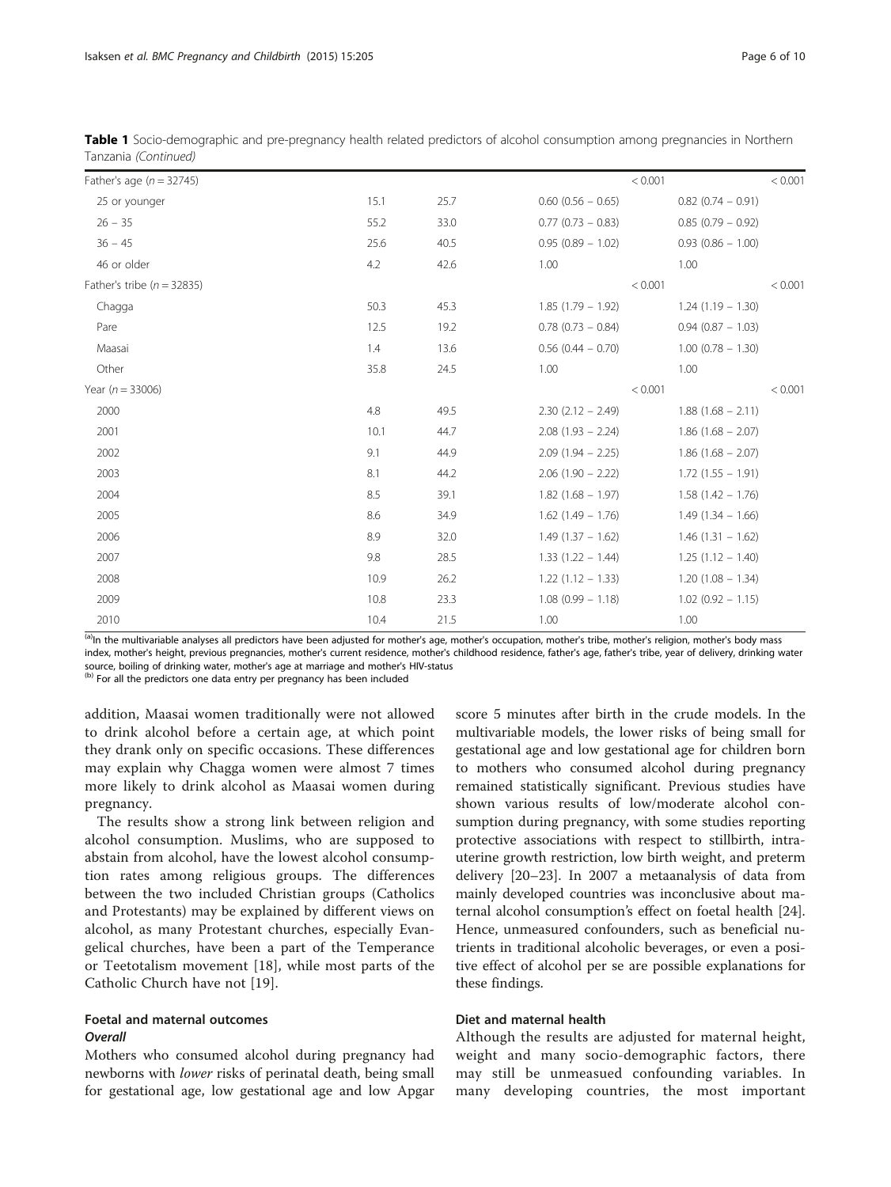**Table 1** Socio-demographic and pre-pregnancy health related predictors of alcohol consumption among pregnancies in Northern Tanzania *(Continued)*

| | | | | | | |
|---|---|---|---|---|---|---|
| Father's age (n = 32745) | | | | < 0.001 | | < 0.001 |
| 25 or younger | 15.1 | 25.7 | 0.60 (0.56 – 0.65) | | 0.82 (0.74 – 0.91) | |
| 26 – 35 | 55.2 | 33.0 | 0.77 (0.73 – 0.83) | | 0.85 (0.79 – 0.92) | |
| 36 – 45 | 25.6 | 40.5 | 0.95 (0.89 – 1.02) | | 0.93 (0.86 – 1.00) | |
| 46 or older | 4.2 | 42.6 | 1.00 | | 1.00 | |
| Father's tribe (n = 32835) | | | | < 0.001 | | < 0.001 |
| Chagga | 50.3 | 45.3 | 1.85 (1.79 – 1.92) | | 1.24 (1.19 – 1.30) | |
| Pare | 12.5 | 19.2 | 0.78 (0.73 – 0.84) | | 0.94 (0.87 – 1.03) | |
| Maasai | 1.4 | 13.6 | 0.56 (0.44 – 0.70) | | 1.00 (0.78 – 1.30) | |
| Other | 35.8 | 24.5 | 1.00 | | 1.00 | |
| Year (n = 33006) | | | | < 0.001 | | < 0.001 |
| 2000 | 4.8 | 49.5 | 2.30 (2.12 – 2.49) | | 1.88 (1.68 – 2.11) | |
| 2001 | 10.1 | 44.7 | 2.08 (1.93 – 2.24) | | 1.86 (1.68 – 2.07) | |
| 2002 | 9.1 | 44.9 | 2.09 (1.94 – 2.25) | | 1.86 (1.68 – 2.07) | |
| 2003 | 8.1 | 44.2 | 2.06 (1.90 – 2.22) | | 1.72 (1.55 – 1.91) | |
| 2004 | 8.5 | 39.1 | 1.82 (1.68 – 1.97) | | 1.58 (1.42 – 1.76) | |
| 2005 | 8.6 | 34.9 | 1.62 (1.49 – 1.76) | | 1.49 (1.34 – 1.66) | |
| 2006 | 8.9 | 32.0 | 1.49 (1.37 – 1.62) | | 1.46 (1.31 – 1.62) | |
| 2007 | 9.8 | 28.5 | 1.33 (1.22 – 1.44) | | 1.25 (1.12 – 1.40) | |
| 2008 | 10.9 | 26.2 | 1.22 (1.12 – 1.33) | | 1.20 (1.08 – 1.34) | |
| 2009 | 10.8 | 23.3 | 1.08 (0.99 – 1.18) | | 1.02 (0.92 – 1.15) | |
| 2010 | 10.4 | 21.5 | 1.00 | | 1.00 | |

[a] In the multivariable analyses all predictors have been adjusted for mother's age, mother's occupation, mother's tribe, mother's religion, mother's body mass index, mother's height, previous pregnancies, mother's current residence, mother's childhood residence, father's age, father's tribe, year of delivery, drinking water source, boiling of drinking water, mother's age at marriage and mother's HIV-status

[b] For all the predictors one data entry per pregnancy has been included

addition, Maasai women traditionally were not allowed to drink alcohol before a certain age, at which point they drank only on specific occasions. These differences may explain why Chagga women were almost 7 times more likely to drink alcohol as Maasai women during pregnancy.

The results show a strong link between religion and alcohol consumption. Muslims, who are supposed to abstain from alcohol, have the lowest alcohol consumption rates among religious groups. The differences between the two included Christian groups (Catholics and Protestants) may be explained by different views on alcohol, as many Protestant churches, especially Evangelical churches, have been a part of the Temperance or Teetotalism movement [18], while most parts of the Catholic Church have not [19].

## Foetal and maternal outcomes

### *Overall*

Mothers who consumed alcohol during pregnancy had newborns with *lower* risks of perinatal death, being small for gestational age, low gestational age and low Apgar score 5 minutes after birth in the crude models. In the multivariable models, the lower risks of being small for gestational age and low gestational age for children born to mothers who consumed alcohol during pregnancy remained statistically significant. Previous studies have shown various results of low/moderate alcohol consumption during pregnancy, with some studies reporting protective associations with respect to stillbirth, intrauterine growth restriction, low birth weight, and preterm delivery [20–23]. In 2007 a metaanalysis of data from mainly developed countries was inconclusive about maternal alcohol consumption's effect on foetal health [24]. Hence, unmeasured confounders, such as beneficial nutrients in traditional alcoholic beverages, or even a positive effect of alcohol per se are possible explanations for these findings.

## Diet and maternal health

Although the results are adjusted for maternal height, weight and many socio-demographic factors, there may still be unmeasued confounding variables. In many developing countries, the most important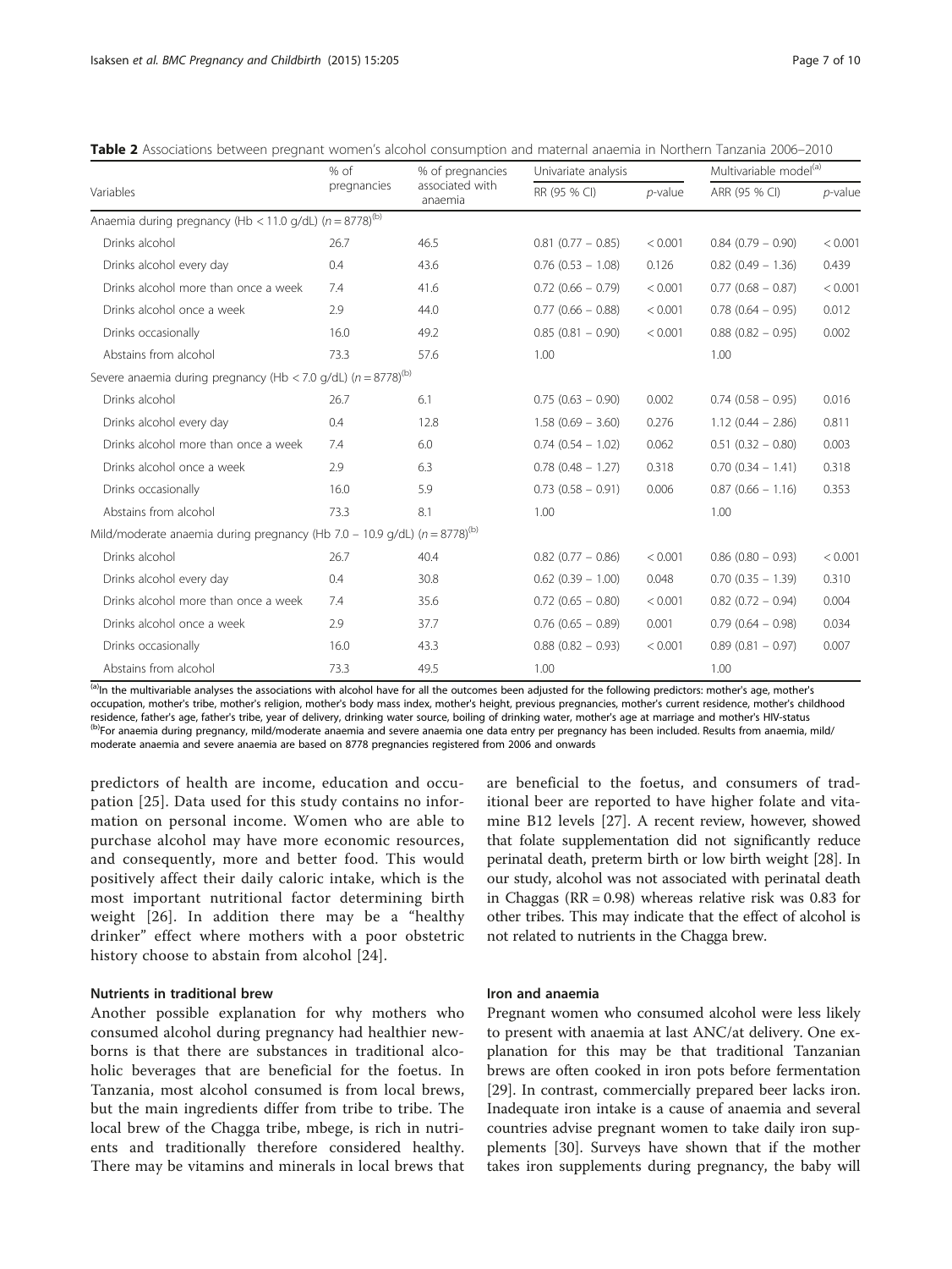**Table 2** Associations between pregnant women's alcohol consumption and maternal anaemia in Northern Tanzania 2006–2010

| Variables | % of pregnancies | % of pregnancies associated with anaemia | Univariate analysis | | Multivariable model[(a)] | |
|---|---|---|---|---|---|---|
| | | | RR (95 % CI) | p-value | ARR (95 % CI) | p-value |
| Anaemia during pregnancy (Hb < 11.0 g/dL) (n = 8778)[(b)] | | | | | | |
| Drinks alcohol | 26.7 | 46.5 | 0.81 (0.77 – 0.85) | < 0.001 | 0.84 (0.79 – 0.90) | < 0.001 |
| Drinks alcohol every day | 0.4 | 43.6 | 0.76 (0.53 – 1.08) | 0.126 | 0.82 (0.49 – 1.36) | 0.439 |
| Drinks alcohol more than once a week | 7.4 | 41.6 | 0.72 (0.66 – 0.79) | < 0.001 | 0.77 (0.68 – 0.87) | < 0.001 |
| Drinks alcohol once a week | 2.9 | 44.0 | 0.77 (0.66 – 0.88) | < 0.001 | 0.78 (0.64 – 0.95) | 0.012 |
| Drinks occasionally | 16.0 | 49.2 | 0.85 (0.81 – 0.90) | < 0.001 | 0.88 (0.82 – 0.95) | 0.002 |
| Abstains from alcohol | 73.3 | 57.6 | 1.00 | | 1.00 | |
| Severe anaemia during pregnancy (Hb < 7.0 g/dL) (n = 8778)[(b)] | | | | | | |
| Drinks alcohol | 26.7 | 6.1 | 0.75 (0.63 – 0.90) | 0.002 | 0.74 (0.58 – 0.95) | 0.016 |
| Drinks alcohol every day | 0.4 | 12.8 | 1.58 (0.69 – 3.60) | 0.276 | 1.12 (0.44 – 2.86) | 0.811 |
| Drinks alcohol more than once a week | 7.4 | 6.0 | 0.74 (0.54 – 1.02) | 0.062 | 0.51 (0.32 – 0.80) | 0.003 |
| Drinks alcohol once a week | 2.9 | 6.3 | 0.78 (0.48 – 1.27) | 0.318 | 0.70 (0.34 – 1.41) | 0.318 |
| Drinks occasionally | 16.0 | 5.9 | 0.73 (0.58 – 0.91) | 0.006 | 0.87 (0.66 – 1.16) | 0.353 |
| Abstains from alcohol | 73.3 | 8.1 | 1.00 | | 1.00 | |
| Mild/moderate anaemia during pregnancy (Hb 7.0 – 10.9 g/dL) (n = 8778)[(b)] | | | | | | |
| Drinks alcohol | 26.7 | 40.4 | 0.82 (0.77 – 0.86) | < 0.001 | 0.86 (0.80 – 0.93) | < 0.001 |
| Drinks alcohol every day | 0.4 | 30.8 | 0.62 (0.39 – 1.00) | 0.048 | 0.70 (0.35 – 1.39) | 0.310 |
| Drinks alcohol more than once a week | 7.4 | 35.6 | 0.72 (0.65 – 0.80) | < 0.001 | 0.82 (0.72 – 0.94) | 0.004 |
| Drinks alcohol once a week | 2.9 | 37.7 | 0.76 (0.65 – 0.89) | 0.001 | 0.79 (0.64 – 0.98) | 0.034 |
| Drinks occasionally | 16.0 | 43.3 | 0.88 (0.82 – 0.93) | < 0.001 | 0.89 (0.81 – 0.97) | 0.007 |
| Abstains from alcohol | 73.3 | 49.5 | 1.00 | | 1.00 | |

[(a)]In the multivariable analyses the associations with alcohol have for all the outcomes been adjusted for the following predictors: mother's age, mother's occupation, mother's tribe, mother's religion, mother's body mass index, mother's height, previous pregnancies, mother's current residence, mother's childhood residence, father's age, father's tribe, year of delivery, drinking water source, boiling of drinking water, mother's age at marriage and mother's HIV-status
[(b)]For anaemia during pregnancy, mild/moderate anaemia and severe anaemia one data entry per pregnancy has been included. Results from anaemia, mild/moderate anaemia and severe anaemia are based on 8778 pregnancies registered from 2006 and onwards

predictors of health are income, education and occupation [25]. Data used for this study contains no information on personal income. Women who are able to purchase alcohol may have more economic resources, and consequently, more and better food. This would positively affect their daily caloric intake, which is the most important nutritional factor determining birth weight [26]. In addition there may be a "healthy drinker" effect where mothers with a poor obstetric history choose to abstain from alcohol [24].

### Nutrients in traditional brew

Another possible explanation for why mothers who consumed alcohol during pregnancy had healthier newborns is that there are substances in traditional alcoholic beverages that are beneficial for the foetus. In Tanzania, most alcohol consumed is from local brews, but the main ingredients differ from tribe to tribe. The local brew of the Chagga tribe, mbege, is rich in nutrients and traditionally therefore considered healthy. There may be vitamins and minerals in local brews that are beneficial to the foetus, and consumers of traditional beer are reported to have higher folate and vitamine B12 levels [27]. A recent review, however, showed that folate supplementation did not significantly reduce perinatal death, preterm birth or low birth weight [28]. In our study, alcohol was not associated with perinatal death in Chaggas (RR = 0.98) whereas relative risk was 0.83 for other tribes. This may indicate that the effect of alcohol is not related to nutrients in the Chagga brew.

### Iron and anaemia

Pregnant women who consumed alcohol were less likely to present with anaemia at last ANC/at delivery. One explanation for this may be that traditional Tanzanian brews are often cooked in iron pots before fermentation [29]. In contrast, commercially prepared beer lacks iron. Inadequate iron intake is a cause of anaemia and several countries advise pregnant women to take daily iron supplements [30]. Surveys have shown that if the mother takes iron supplements during pregnancy, the baby will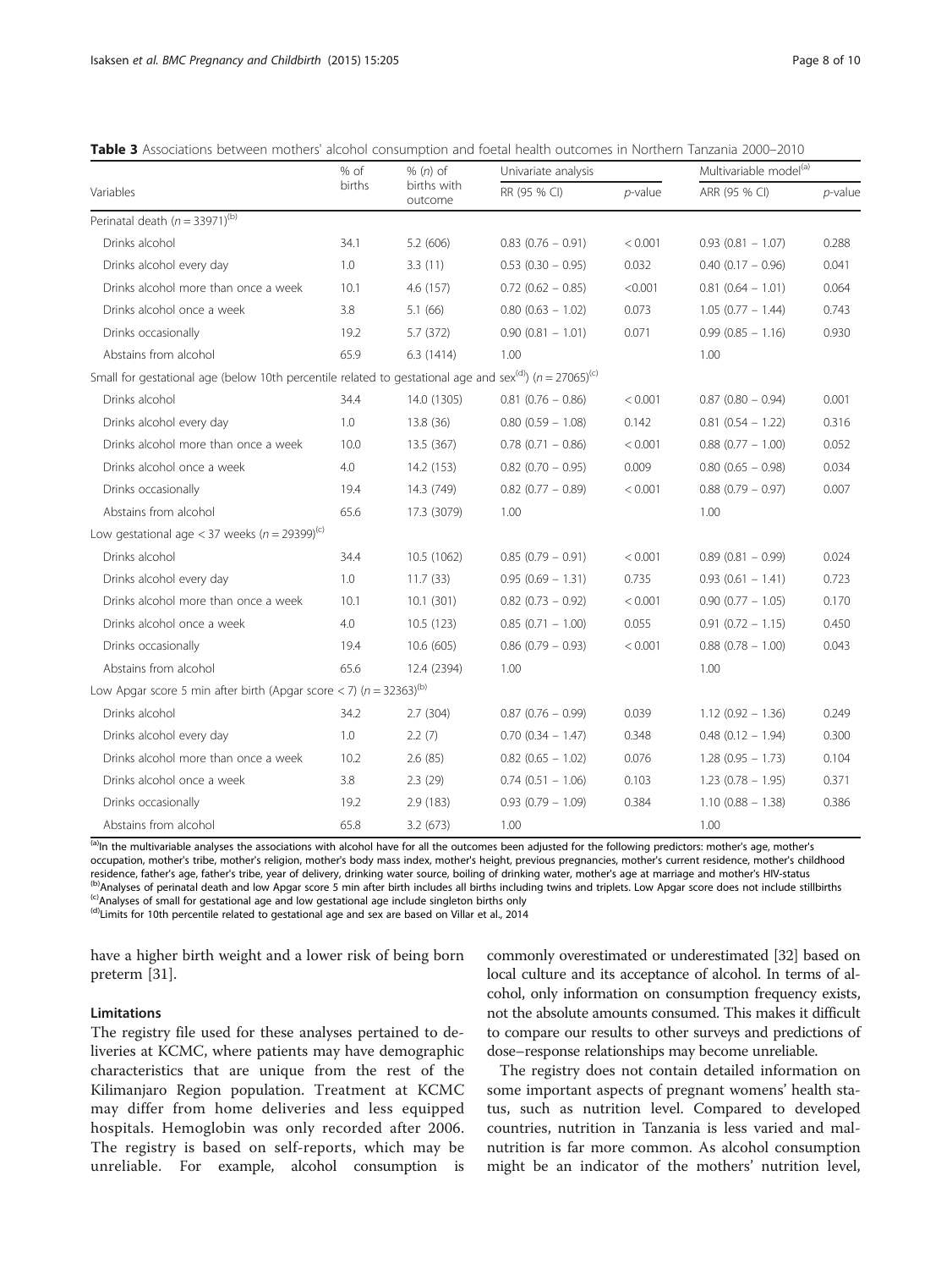**Table 3** Associations between mothers' alcohol consumption and foetal health outcomes in Northern Tanzania 2000–2010

| Variables | % of births | % (*n*) of births with outcome | Univariate analysis | | Multivariable model[(a)] | |
|---|---|---|---|---|---|---|
| | | | RR (95 % CI) | *p*-value | ARR (95 % CI) | *p*-value |
| Perinatal death (*n* = 33971)[(b)] | | | | | | |
| Drinks alcohol | 34.1 | 5.2 (606) | 0.83 (0.76 – 0.91) | < 0.001 | 0.93 (0.81 – 1.07) | 0.288 |
| Drinks alcohol every day | 1.0 | 3.3 (11) | 0.53 (0.30 – 0.95) | 0.032 | 0.40 (0.17 – 0.96) | 0.041 |
| Drinks alcohol more than once a week | 10.1 | 4.6 (157) | 0.72 (0.62 – 0.85) | <0.001 | 0.81 (0.64 – 1.01) | 0.064 |
| Drinks alcohol once a week | 3.8 | 5.1 (66) | 0.80 (0.63 – 1.02) | 0.073 | 1.05 (0.77 – 1.44) | 0.743 |
| Drinks occasionally | 19.2 | 5.7 (372) | 0.90 (0.81 – 1.01) | 0.071 | 0.99 (0.85 – 1.16) | 0.930 |
| Abstains from alcohol | 65.9 | 6.3 (1414) | 1.00 | | 1.00 | |
| Small for gestational age (below 10th percentile related to gestational age and sex[(d)]) (*n* = 27065)[(c)] | | | | | | |
| Drinks alcohol | 34.4 | 14.0 (1305) | 0.81 (0.76 – 0.86) | < 0.001 | 0.87 (0.80 – 0.94) | 0.001 |
| Drinks alcohol every day | 1.0 | 13.8 (36) | 0.80 (0.59 – 1.08) | 0.142 | 0.81 (0.54 – 1.22) | 0.316 |
| Drinks alcohol more than once a week | 10.0 | 13.5 (367) | 0.78 (0.71 – 0.86) | < 0.001 | 0.88 (0.77 – 1.00) | 0.052 |
| Drinks alcohol once a week | 4.0 | 14.2 (153) | 0.82 (0.70 – 0.95) | 0.009 | 0.80 (0.65 – 0.98) | 0.034 |
| Drinks occasionally | 19.4 | 14.3 (749) | 0.82 (0.77 – 0.89) | < 0.001 | 0.88 (0.79 – 0.97) | 0.007 |
| Abstains from alcohol | 65.6 | 17.3 (3079) | 1.00 | | 1.00 | |
| Low gestational age < 37 weeks (*n* = 29399)[(c)] | | | | | | |
| Drinks alcohol | 34.4 | 10.5 (1062) | 0.85 (0.79 – 0.91) | < 0.001 | 0.89 (0.81 – 0.99) | 0.024 |
| Drinks alcohol every day | 1.0 | 11.7 (33) | 0.95 (0.69 – 1.31) | 0.735 | 0.93 (0.61 – 1.41) | 0.723 |
| Drinks alcohol more than once a week | 10.1 | 10.1 (301) | 0.82 (0.73 – 0.92) | < 0.001 | 0.90 (0.77 – 1.05) | 0.170 |
| Drinks alcohol once a week | 4.0 | 10.5 (123) | 0.85 (0.71 – 1.00) | 0.055 | 0.91 (0.72 – 1.15) | 0.450 |
| Drinks occasionally | 19.4 | 10.6 (605) | 0.86 (0.79 – 0.93) | < 0.001 | 0.88 (0.78 – 1.00) | 0.043 |
| Abstains from alcohol | 65.6 | 12.4 (2394) | 1.00 | | 1.00 | |
| Low Apgar score 5 min after birth (Apgar score < 7) (*n* = 32363)[(b)] | | | | | | |
| Drinks alcohol | 34.2 | 2.7 (304) | 0.87 (0.76 – 0.99) | 0.039 | 1.12 (0.92 – 1.36) | 0.249 |
| Drinks alcohol every day | 1.0 | 2.2 (7) | 0.70 (0.34 – 1.47) | 0.348 | 0.48 (0.12 – 1.94) | 0.300 |
| Drinks alcohol more than once a week | 10.2 | 2.6 (85) | 0.82 (0.65 – 1.02) | 0.076 | 1.28 (0.95 – 1.73) | 0.104 |
| Drinks alcohol once a week | 3.8 | 2.3 (29) | 0.74 (0.51 – 1.06) | 0.103 | 1.23 (0.78 – 1.95) | 0.371 |
| Drinks occasionally | 19.2 | 2.9 (183) | 0.93 (0.79 – 1.09) | 0.384 | 1.10 (0.88 – 1.38) | 0.386 |
| Abstains from alcohol | 65.8 | 3.2 (673) | 1.00 | | 1.00 | |

[(a)]In the multivariable analyses the associations with alcohol have for all the outcomes been adjusted for the following predictors: mother's age, mother's occupation, mother's tribe, mother's religion, mother's body mass index, mother's height, previous pregnancies, mother's current residence, mother's childhood residence, father's age, father's tribe, year of delivery, drinking water source, boiling of drinking water, mother's age at marriage and mother's HIV-status
[(b)]Analyses of perinatal death and low Apgar score 5 min after birth includes all births including twins and triplets. Low Apgar score does not include stillbirths
[(c)]Analyses of small for gestational age and low gestational age include singleton births only
[(d)]Limits for 10th percentile related to gestational age and sex are based on Villar et al., 2014

have a higher birth weight and a lower risk of being born preterm [31].

### Limitations

The registry file used for these analyses pertained to deliveries at KCMC, where patients may have demographic characteristics that are unique from the rest of the Kilimanjaro Region population. Treatment at KCMC may differ from home deliveries and less equipped hospitals. Hemoglobin was only recorded after 2006. The registry is based on self-reports, which may be unreliable. For example, alcohol consumption is commonly overestimated or underestimated [32] based on local culture and its acceptance of alcohol. In terms of alcohol, only information on consumption frequency exists, not the absolute amounts consumed. This makes it difficult to compare our results to other surveys and predictions of dose–response relationships may become unreliable.

The registry does not contain detailed information on some important aspects of pregnant womens' health status, such as nutrition level. Compared to developed countries, nutrition in Tanzania is less varied and malnutrition is far more common. As alcohol consumption might be an indicator of the mothers' nutrition level,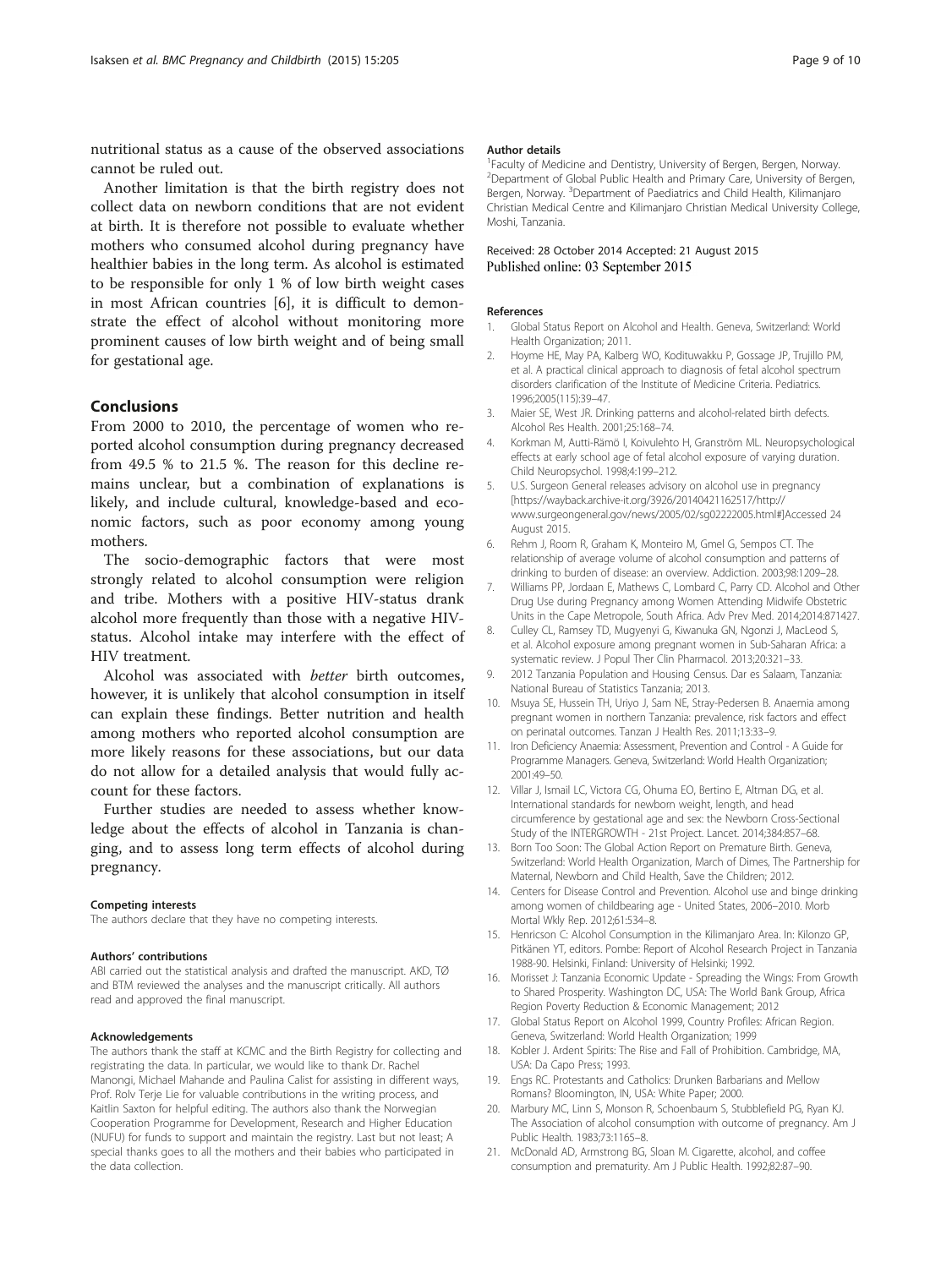nutritional status as a cause of the observed associations cannot be ruled out.

Another limitation is that the birth registry does not collect data on newborn conditions that are not evident at birth. It is therefore not possible to evaluate whether mothers who consumed alcohol during pregnancy have healthier babies in the long term. As alcohol is estimated to be responsible for only 1 % of low birth weight cases in most African countries [6], it is difficult to demonstrate the effect of alcohol without monitoring more prominent causes of low birth weight and of being small for gestational age.

## Conclusions

From 2000 to 2010, the percentage of women who reported alcohol consumption during pregnancy decreased from 49.5 % to 21.5 %. The reason for this decline remains unclear, but a combination of explanations is likely, and include cultural, knowledge-based and economic factors, such as poor economy among young mothers.

The socio-demographic factors that were most strongly related to alcohol consumption were religion and tribe. Mothers with a positive HIV-status drank alcohol more frequently than those with a negative HIV-status. Alcohol intake may interfere with the effect of HIV treatment.

Alcohol was associated with *better* birth outcomes, however, it is unlikely that alcohol consumption in itself can explain these findings. Better nutrition and health among mothers who reported alcohol consumption are more likely reasons for these associations, but our data do not allow for a detailed analysis that would fully account for these factors.

Further studies are needed to assess whether knowledge about the effects of alcohol in Tanzania is changing, and to assess long term effects of alcohol during pregnancy.

#### Competing interests

The authors declare that they have no competing interests.

#### Authors' contributions

ABI carried out the statistical analysis and drafted the manuscript. AKD, TØ and BTM reviewed the analyses and the manuscript critically. All authors read and approved the final manuscript.

#### Acknowledgements

The authors thank the staff at KCMC and the Birth Registry for collecting and registrating the data. In particular, we would like to thank Dr. Rachel Manongi, Michael Mahande and Paulina Calist for assisting in different ways, Prof. Rolv Terje Lie for valuable contributions in the writing process, and Kaitlin Saxton for helpful editing. The authors also thank the Norwegian Cooperation Programme for Development, Research and Higher Education (NUFU) for funds to support and maintain the registry. Last but not least; A special thanks goes to all the mothers and their babies who participated in the data collection.

#### Author details

[1]Faculty of Medicine and Dentistry, University of Bergen, Bergen, Norway. [2]Department of Global Public Health and Primary Care, University of Bergen, Bergen, Norway. [3]Department of Paediatrics and Child Health, Kilimanjaro Christian Medical Centre and Kilimanjaro Christian Medical University College, Moshi, Tanzania.

Received: 28 October 2014 Accepted: 21 August 2015
Published online: 03 September 2015

#### References

1. Global Status Report on Alcohol and Health. Geneva, Switzerland: World Health Organization; 2011.
2. Hoyme HE, May PA, Kalberg WO, Kodituwakku P, Gossage JP, Trujillo PM, et al. A practical clinical approach to diagnosis of fetal alcohol spectrum disorders clarification of the Institute of Medicine Criteria. Pediatrics. 1996;2005(115):39–47.
3. Maier SE, West JR. Drinking patterns and alcohol-related birth defects. Alcohol Res Health. 2001;25:168–74.
4. Korkman M, Autti-Rämö I, Koivulehto H, Granström ML. Neuropsychological effects at early school age of fetal alcohol exposure of varying duration. Child Neuropsychol. 1998;4:199–212.
5. U.S. Surgeon General releases advisory on alcohol use in pregnancy [https://wayback.archive-it.org/3926/20140421162517/http://www.surgeongeneral.gov/news/2005/02/sg02222005.html#]Accessed 24 August 2015.
6. Rehm J, Room R, Graham K, Monteiro M, Gmel G, Sempos CT. The relationship of average volume of alcohol consumption and patterns of drinking to burden of disease: an overview. Addiction. 2003;98:1209–28.
7. Williams PP, Jordaan E, Mathews C, Lombard C, Parry CD. Alcohol and Other Drug Use during Pregnancy among Women Attending Midwife Obstetric Units in the Cape Metropole, South Africa. Adv Prev Med. 2014;2014:871427.
8. Culley CL, Ramsey TD, Mugyenyi G, Kiwanuka GN, Ngonzi J, MacLeod S, et al. Alcohol exposure among pregnant women in Sub-Saharan Africa: a systematic review. J Popul Ther Clin Pharmacol. 2013;20:321–33.
9. 2012 Tanzania Population and Housing Census. Dar es Salaam, Tanzania: National Bureau of Statistics Tanzania; 2013.
10. Msuya SE, Hussein TH, Uriyo J, Sam NE, Stray-Pedersen B. Anaemia among pregnant women in northern Tanzania: prevalence, risk factors and effect on perinatal outcomes. Tanzan J Health Res. 2011;13:33–9.
11. Iron Deficiency Anaemia: Assessment, Prevention and Control - A Guide for Programme Managers. Geneva, Switzerland: World Health Organization; 2001:49–50.
12. Villar J, Ismail LC, Victora CG, Ohuma EO, Bertino E, Altman DG, et al. International standards for newborn weight, length, and head circumference by gestational age and sex: the Newborn Cross-Sectional Study of the INTERGROWTH - 21st Project. Lancet. 2014;384:857–68.
13. Born Too Soon: The Global Action Report on Premature Birth. Geneva, Switzerland: World Health Organization, March of Dimes, The Partnership for Maternal, Newborn and Child Health, Save the Children; 2012.
14. Centers for Disease Control and Prevention. Alcohol use and binge drinking among women of childbearing age - United States, 2006–2010. Morb Mortal Wkly Rep. 2012;61:534–8.
15. Henricson C: Alcohol Consumption in the Kilimanjaro Area. In: Kilonzo GP, Pitkänen YT, editors. Pombe: Report of Alcohol Research Project in Tanzania 1988-90. Helsinki, Finland: University of Helsinki; 1992.
16. Morisset J: Tanzania Economic Update - Spreading the Wings: From Growth to Shared Prosperity. Washington DC, USA: The World Bank Group, Africa Region Poverty Reduction & Economic Management; 2012
17. Global Status Report on Alcohol 1999, Country Profiles: African Region. Geneva, Switzerland: World Health Organization; 1999
18. Kobler J. Ardent Spirits: The Rise and Fall of Prohibition. Cambridge, MA, USA: Da Capo Press; 1993.
19. Engs RC. Protestants and Catholics: Drunken Barbarians and Mellow Romans? Bloomington, IN, USA: White Paper; 2000.
20. Marbury MC, Linn S, Monson R, Schoenbaum S, Stubblefield PG, Ryan KJ. The Association of alcohol consumption with outcome of pregnancy. Am J Public Health. 1983;73:1165–8.
21. McDonald AD, Armstrong BG, Sloan M. Cigarette, alcohol, and coffee consumption and prematurity. Am J Public Health. 1992;82:87–90.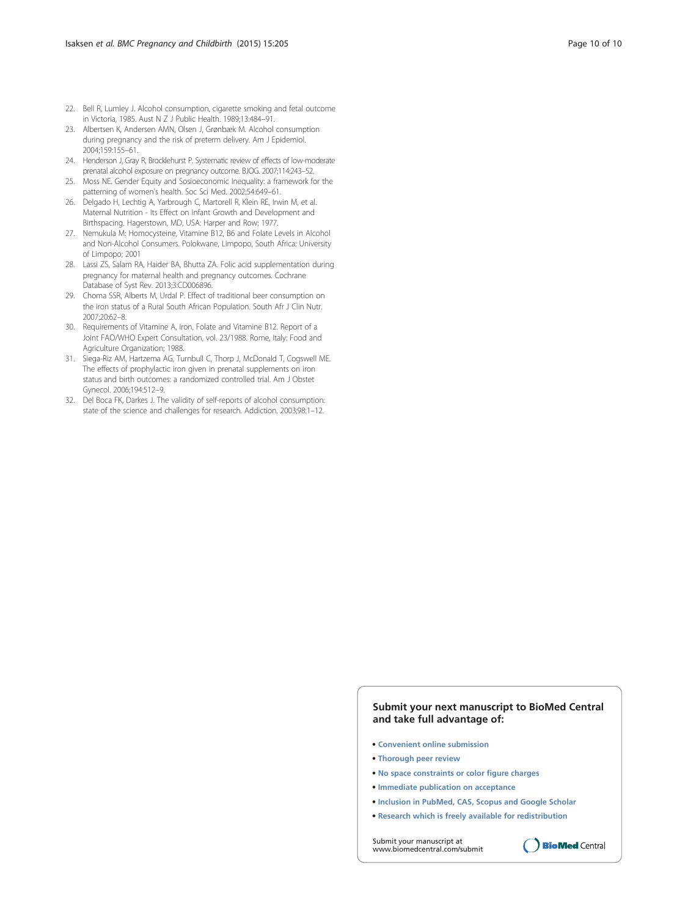22. Bell R, Lumley J. Alcohol consumption, cigarette smoking and fetal outcome in Victoria, 1985. Aust N Z J Public Health. 1989;13:484–91.
23. Albertsen K, Andersen AMN, Olsen J, Grønbæk M. Alcohol consumption during pregnancy and the risk of preterm delivery. Am J Epidemiol. 2004;159:155–61.
24. Henderson J, Gray R, Brocklehurst P. Systematic review of effects of low-moderate prenatal alcohol exposure on pregnancy outcome. BJOG. 2007;114:243–52.
25. Moss NE. Gender Equity and Sosioeconomic Inequality: a framework for the patterning of women's health. Soc Sci Med. 2002;54:649–61.
26. Delgado H, Lechtig A, Yarbrough C, Martorell R, Klein RE, Irwin M, et al. Maternal Nutrition - Its Effect on Infant Growth and Development and Birthspacing. Hagerstown, MD, USA: Harper and Row; 1977.
27. Nemukula M: Homocysteine, Vitamine B12, B6 and Folate Levels in Alcohol and Non-Alcohol Consumers. Polokwane, Limpopo, South Africa: University of Limpopo; 2001
28. Lassi ZS, Salam RA, Haider BA, Bhutta ZA. Folic acid supplementation during pregnancy for maternal health and pregnancy outcomes. Cochrane Database of Syst Rev. 2013;3:CD006896.
29. Choma SSR, Alberts M, Urdal P. Effect of traditional beer consumption on the iron status of a Rural South African Population. South Afr J Clin Nutr. 2007;20:62–8.
30. Requirements of Vitamine A, Iron, Folate and Vitamine B12. Report of a Joint FAO/WHO Expert Consultation, vol. 23/1988. Rome, Italy: Food and Agriculture Organization; 1988.
31. Siega-Riz AM, Hartzema AG, Turnbull C, Thorp J, McDonald T, Cogswell ME. The effects of prophylactic iron given in prenatal supplements on iron status and birth outcomes: a randomized controlled trial. Am J Obstet Gynecol. 2006;194:512–9.
32. Del Boca FK, Darkes J. The validity of self-reports of alcohol consumption: state of the science and challenges for research. Addiction. 2003;98:1–12.

**Submit your next manuscript to BioMed Central and take full advantage of:**

- **Convenient online submission**
- **Thorough peer review**
- **No space constraints or color figure charges**
- **Immediate publication on acceptance**
- **Inclusion in PubMed, CAS, Scopus and Google Scholar**
- **Research which is freely available for redistribution**

Submit your manuscript at
www.biomedcentral.com/submit

BioMed Central